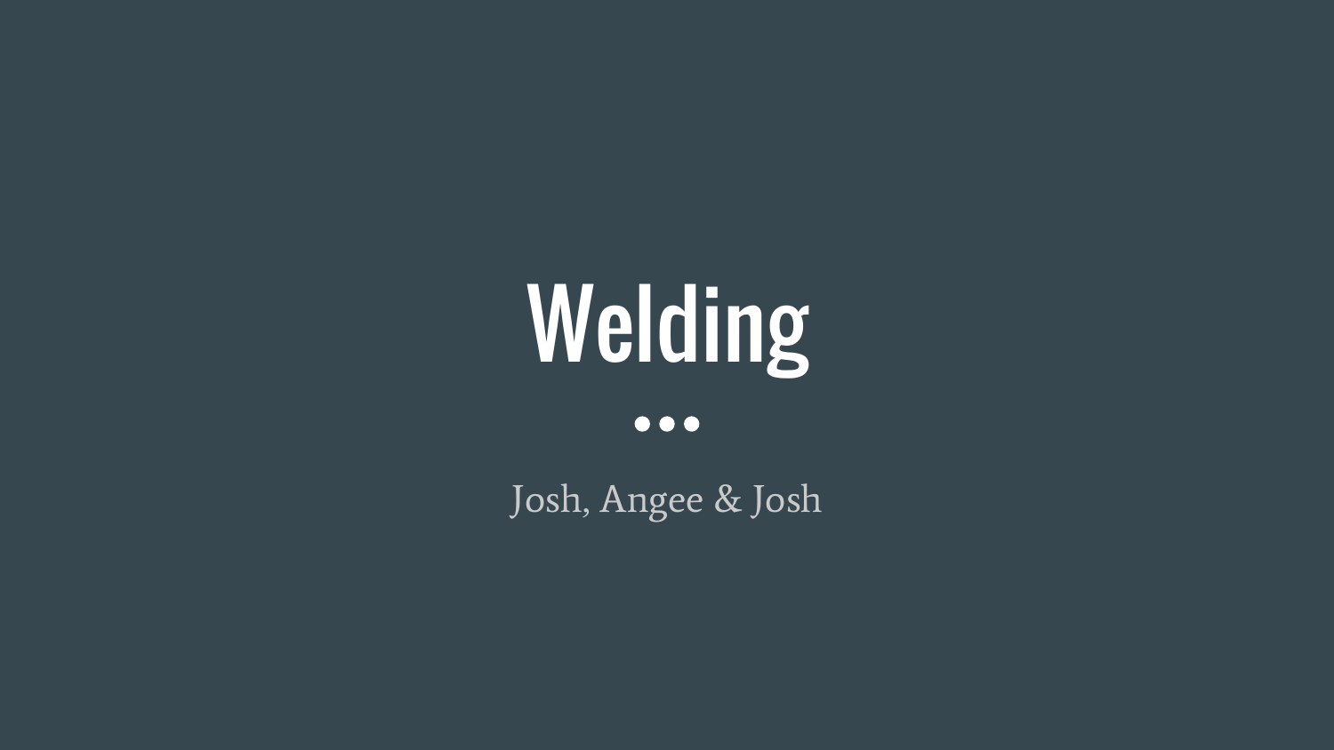# Welding

Josh, Angee & Josh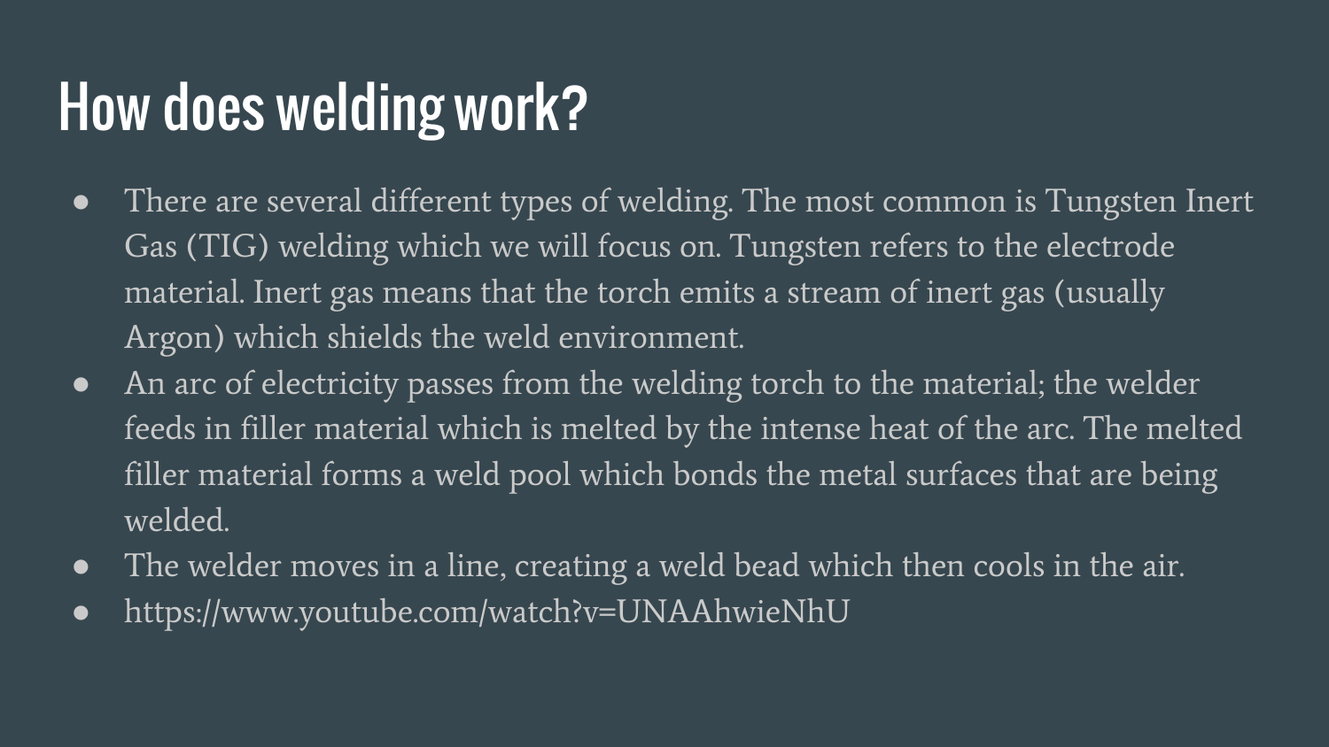# How does welding work?

- There are several different types of welding. The most common is Tungsten Inert Gas (TIG) welding which we will focus on. Tungsten refers to the electrode material. Inert gas means that the torch emits a stream of inert gas (usually Argon) which shields the weld environment.
- An arc of electricity passes from the welding torch to the material; the welder feeds in filler material which is melted by the intense heat of the arc. The melted filler material forms a weld pool which bonds the metal surfaces that are being welded.
- The welder moves in a line, creating a weld bead which then cools in the air.
- https://www.youtube.com/watch?v=UNAAhwieNhU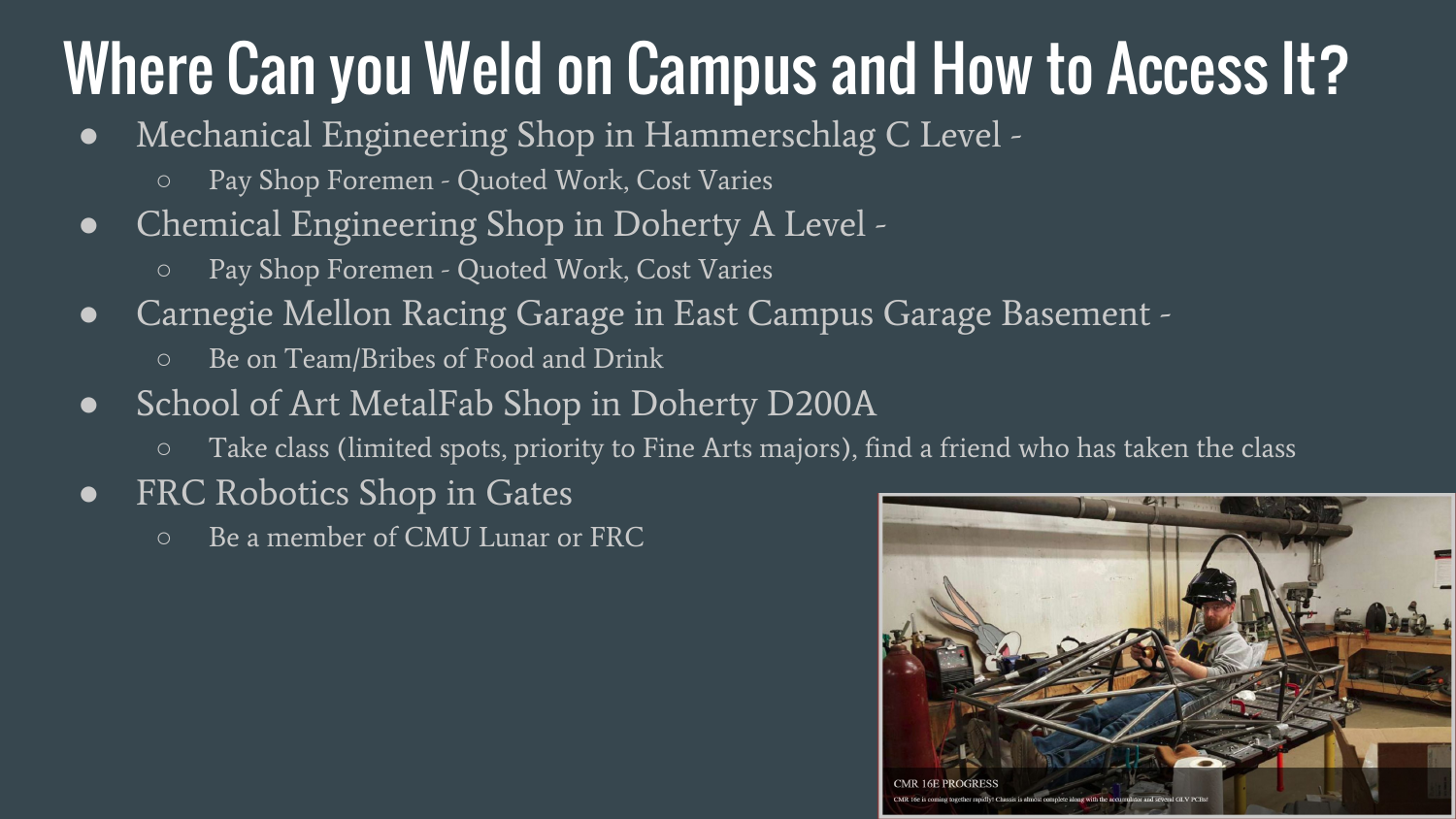# Where Can you Weld on Campus and How to Access It?

- Mechanical Engineering Shop in Hammerschlag C Level -
  - Pay Shop Foremen - Quoted Work, Cost Varies
- Chemical Engineering Shop in Doherty A Level -
  - Pay Shop Foremen - Quoted Work, Cost Varies
- Carnegie Mellon Racing Garage in East Campus Garage Basement -
  - Be on Team/Bribes of Food and Drink
- School of Art MetalFab Shop in Doherty D200A
  - Take class (limited spots, priority to Fine Arts majors), find a friend who has taken the class
- FRC Robotics Shop in Gates
  - Be a member of CMU Lunar or FRC

CMR 16E PROGRESS

CMR 16e is coming together rapidly! Chassis is almost complete along with the accumulator and several GLV PCBs!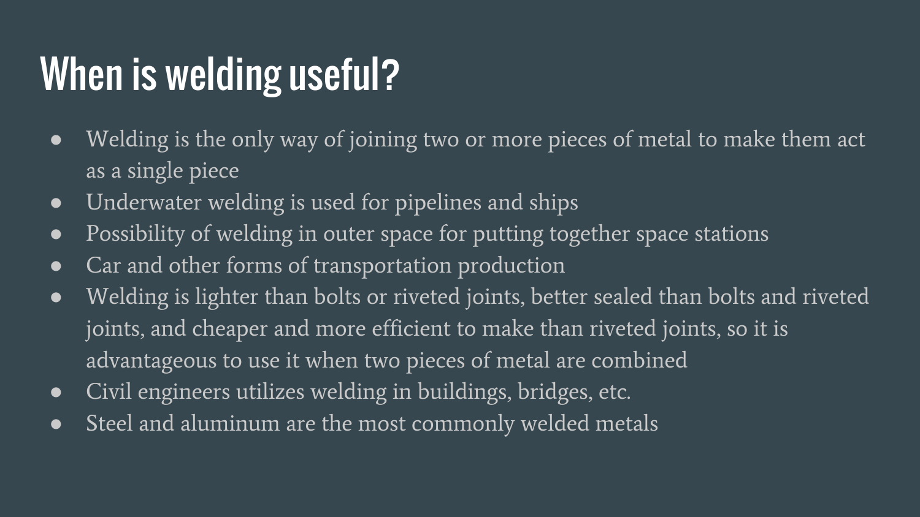# When is welding useful?

- Welding is the only way of joining two or more pieces of metal to make them act as a single piece
- Underwater welding is used for pipelines and ships
- Possibility of welding in outer space for putting together space stations
- Car and other forms of transportation production
- Welding is lighter than bolts or riveted joints, better sealed than bolts and riveted joints, and cheaper and more efficient to make than riveted joints, so it is advantageous to use it when two pieces of metal are combined
- Civil engineers utilizes welding in buildings, bridges, etc.
- Steel and aluminum are the most commonly welded metals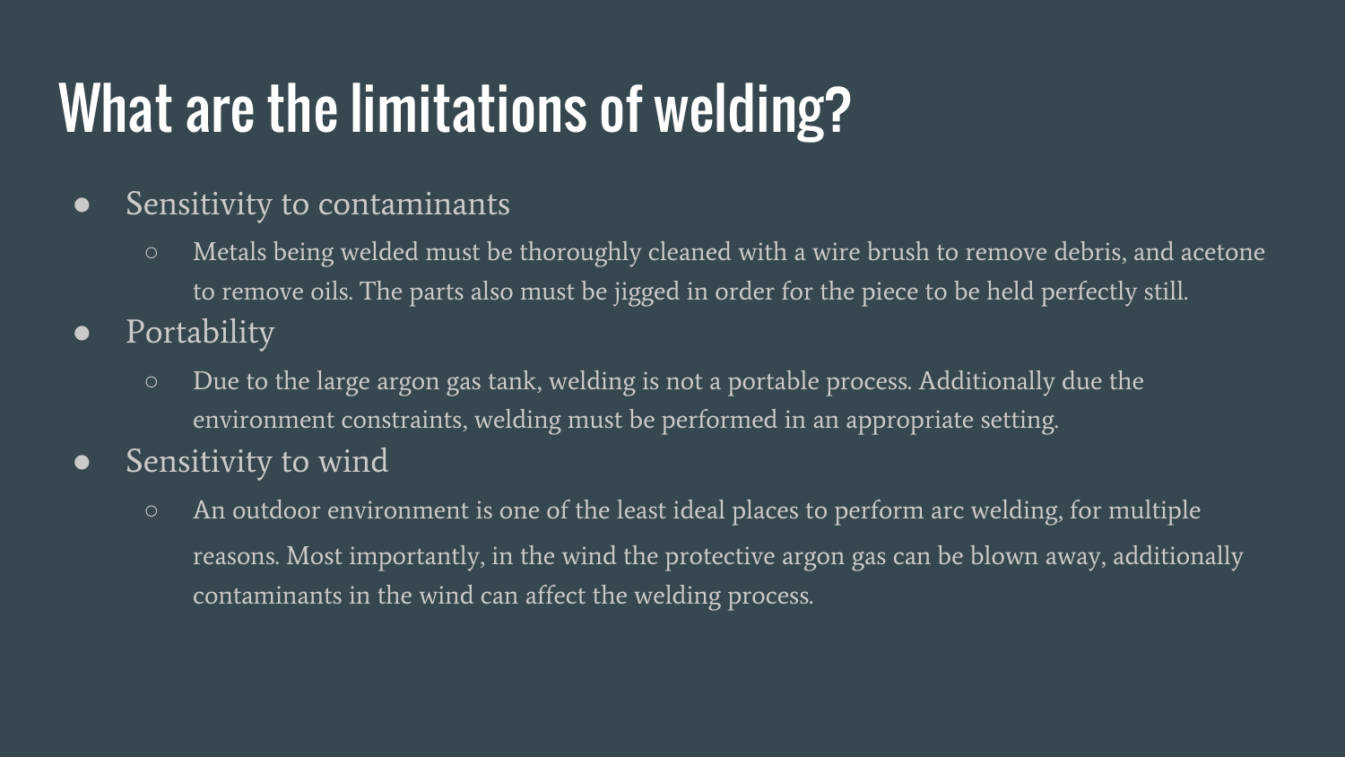# What are the limitations of welding?

- Sensitivity to contaminants
  - Metals being welded must be thoroughly cleaned with a wire brush to remove debris, and acetone to remove oils. The parts also must be jigged in order for the piece to be held perfectly still.
- Portability
  - Due to the large argon gas tank, welding is not a portable process. Additionally due the environment constraints, welding must be performed in an appropriate setting.
- Sensitivity to wind
  - An outdoor environment is one of the least ideal places to perform arc welding, for multiple reasons. Most importantly, in the wind the protective argon gas can be blown away, additionally contaminants in the wind can affect the welding process.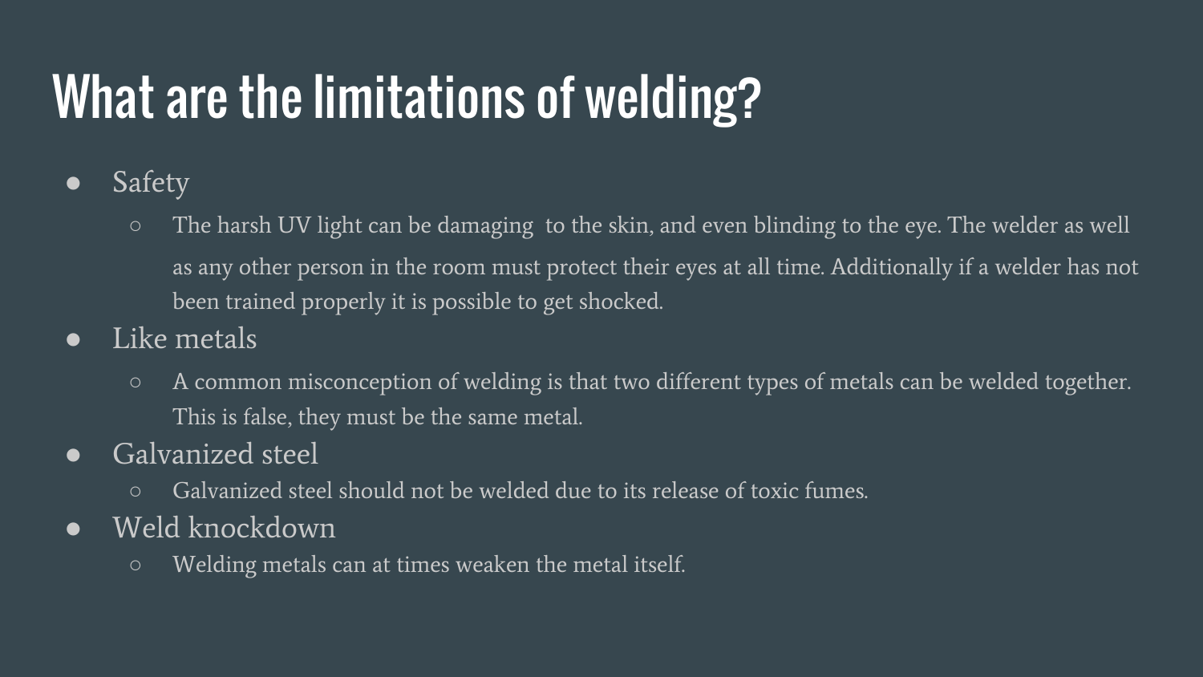# What are the limitations of welding?

- Safety
  - The harsh UV light can be damaging  to the skin, and even blinding to the eye. The welder as well as any other person in the room must protect their eyes at all time. Additionally if a welder has not been trained properly it is possible to get shocked.
- Like metals
  - A common misconception of welding is that two different types of metals can be welded together. This is false, they must be the same metal.
- Galvanized steel
  - Galvanized steel should not be welded due to its release of toxic fumes.
- Weld knockdown
  - Welding metals can at times weaken the metal itself.